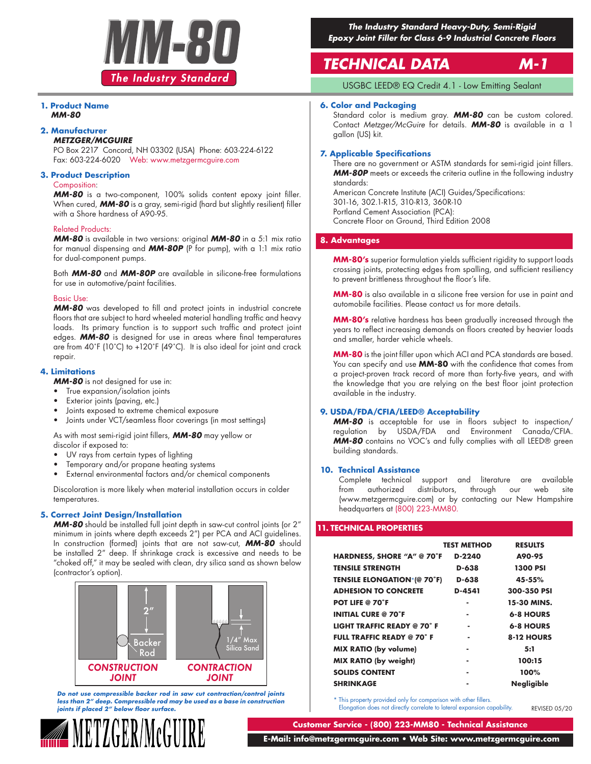# MM-80

The Industry Standard

**The Industry Standard Heavy-Duty, Semi-Rigid Epoxy Joint Filler for Class 6-9 Industrial Concrete Floors**

## TECHNICAL DATA M-1

USGBC LEED® EQ Credit 4.1 - Low Emitting Sealant

### 1. Product Name

***MM-80***

### 2. Manufacturer

***METZGER/MCGUIRE***

PO Box 2217 Concord, NH 03302 (USA) Phone: 603-224-6122
Fax: 603-224-6020 Web: www.metzgermcguire.com

### 3. Product Description

Composition:

***MM-80*** is a two-component, 100% solids content epoxy joint filler. When cured, ***MM-80*** is a gray, semi-rigid (hard but slightly resilient) filler with a Shore hardness of A90-95.

Related Products:

***MM-80*** is available in two versions: original ***MM-80*** in a 5:1 mix ratio for manual dispensing and ***MM-80P*** (P for pump), with a 1:1 mix ratio for dual-component pumps.

Both ***MM-80*** and ***MM-80P*** are available in silicone-free formulations for use in automotive/paint facilities.

Basic Use:

***MM-80*** was developed to fill and protect joints in industrial concrete floors that are subject to hard wheeled material handling traffic and heavy loads. Its primary function is to support such traffic and protect joint edges. ***MM-80*** is designed for use in areas where final temperatures are from 40˚F (10˚C) to +120˚F (49˚C). It is also ideal for joint and crack repair.

### 4. Limitations

***MM-80*** is not designed for use in:

- True expansion/isolation joints
- Exterior joints (paving, etc.)
- Joints exposed to extreme chemical exposure
- Joints under VCT/seamless floor coverings (in most settings)

As with most semi-rigid joint fillers, ***MM-80*** may yellow or discolor if exposed to:

- UV rays from certain types of lighting
- Temporary and/or propane heating systems
- External environmental factors and/or chemical components

Discoloration is more likely when material installation occurs in colder temperatures.

### 5. Correct Joint Design/Installation

***MM-80*** should be installed full joint depth in saw-cut control joints (or 2" minimum in joints where depth exceeds 2") per PCA and ACI guidelines. In construction (formed) joints that are not saw-cut, ***MM-80*** should be installed 2" deep. If shrinkage crack is excessive and needs to be "choked off," it may be sealed with clean, dry silica sand as shown below (contractor's option).

2" | Backer Rod | 1/4" Max Silica Sand

CONSTRUCTION JOINT | CONTRACTION JOINT

***Do not use compressible backer rod in saw cut contraction/control joints less than 2" deep. Compressible rod may be used as a base in construction joints if placed 2" below floor surface.***

### 6. Color and Packaging

Standard color is medium gray. ***MM-80*** can be custom colored. Contact *Metzger/McGuire* for details. ***MM-80*** is available in a 1 gallon (US) kit.

### 7. Applicable Specifications

There are no government or ASTM standards for semi-rigid joint fillers. ***MM-80P*** meets or exceeds the criteria outline in the following industry standards:

American Concrete Institute (ACI) Guides/Specifications:
301-16, 302.1-R15, 310-R13, 360R-10
Portland Cement Association (PCA):
Concrete Floor on Ground, Third Edition 2008

### 8. Advantages

**MM-80's** superior formulation yields sufficient rigidity to support loads crossing joints, protecting edges from spalling, and sufficient resiliency to prevent brittleness throughout the floor's life.

**MM-80** is also available in a silicone free version for use in paint and automobile facilities. Please contact us for more details.

**MM-80's** relative hardness has been gradually increased through the years to reflect increasing demands on floors created by heavier loads and smaller, harder vehicle wheels.

**MM-80** is the joint filler upon which ACI and PCA standards are based. You can specify and use **MM-80** with the confidence that comes from a project-proven track record of more than forty-five years, and with the knowledge that you are relying on the best floor joint protection available in the industry.

### 9. USDA/FDA/CFIA/LEED® Acceptability

***MM-80*** is acceptable for use in floors subject to inspection/regulation by USDA/FDA and Environment Canada/CFIA. ***MM-80*** contains no VOC's and fully complies with all LEED® green building standards.

### 10. Technical Assistance

Complete technical support and literature are available from authorized distributors, through our web site (www.metzgermcguire.com) or by contacting our New Hampshire headquarters at (800) 223-MM80.

### 11. TECHNICAL PROPERTIES

| | TEST METHOD | RESULTS |
|---|---|---|
| HARDNESS, SHORE "A" @ 70˚F | D-2240 | A90-95 |
| TENSILE STRENGTH | D-638 | 1300 PSI |
| TENSILE ELONGATION* (@ 70˚F) | D-638 | 45-55% |
| ADHESION TO CONCRETE | D-4541 | 300-350 PSI |
| POT LIFE @ 70˚F | - | 15-30 MINS. |
| INITIAL CURE @ 70˚F | - | 6-8 HOURS |
| LIGHT TRAFFIC READY @ 70˚ F | - | 6-8 HOURS |
| FULL TRAFFIC READY @ 70˚ F | - | 8-12 HOURS |
| MIX RATIO (by volume) | - | 5:1 |
| MIX RATIO (by weight) | - | 100:15 |
| SOLIDS CONTENT | - | 100% |
| SHRINKAGE | - | Negligible |

\* This property provided only for comparison with other fillers. Elongation does not directly correlate to lateral expansion capability.

REVISED 05/20

METZGER/McGUIRE

**Customer Service - (800) 223-MM80 - Technical Assistance**

**E-Mail: info@metzgermcguire.com • Web Site: www.metzgermcguire.com**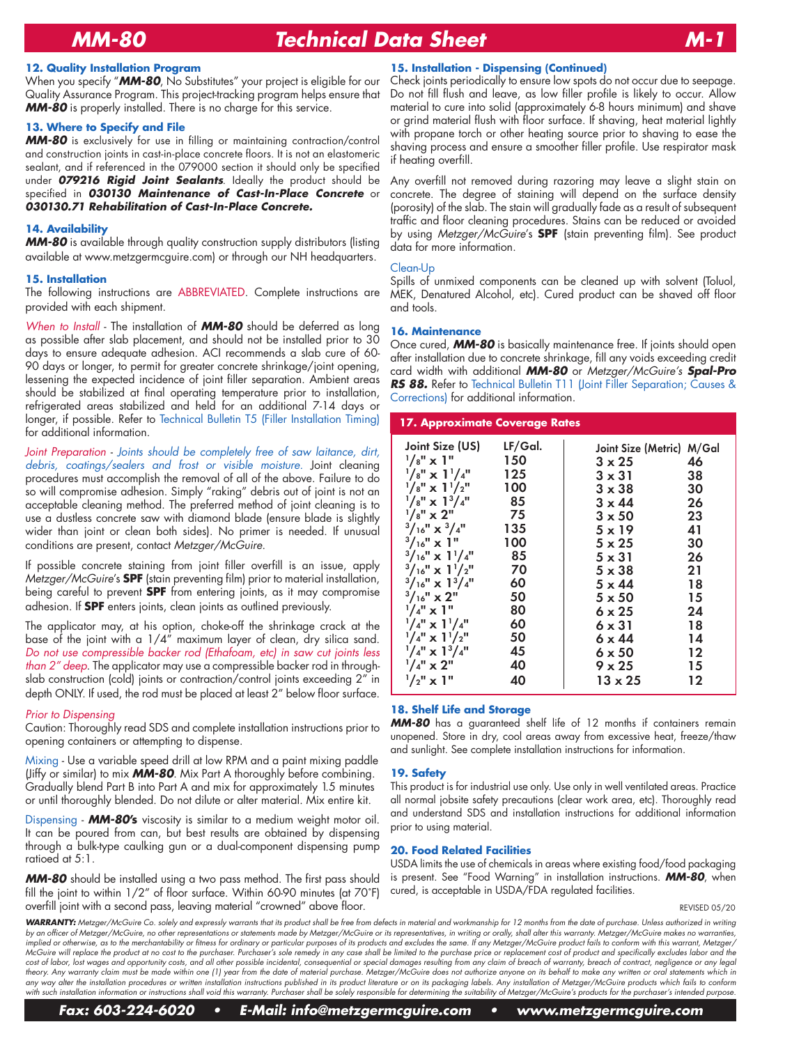## 12. Quality Installation Program

When you specify "***MM-80***, No Substitutes" your project is eligible for our Quality Assurance Program. This project-tracking program helps ensure that ***MM-80*** is properly installed. There is no charge for this service.

## 13. Where to Specify and File

***MM-80*** is exclusively for use in filling or maintaining contraction/control and construction joints in cast-in-place concrete floors. It is not an elastomeric sealant, and if referenced in the 079000 section it should only be specified under ***079216 Rigid Joint Sealants***. Ideally the product should be specified in ***030130 Maintenance of Cast-In-Place Concrete*** or ***030130.71 Rehabilitation of Cast-In-Place Concrete.***

## 14. Availability

***MM-80*** is available through quality construction supply distributors (listing available at www.metzgermcguire.com) or through our NH headquarters.

## 15. Installation

The following instructions are ABBREVIATED. Complete instructions are provided with each shipment.

*When to Install* - The installation of ***MM-80*** should be deferred as long as possible after slab placement, and should not be installed prior to 30 days to ensure adequate adhesion. ACI recommends a slab cure of 60-90 days or longer, to permit for greater concrete shrinkage/joint opening, lessening the expected incidence of joint filler separation. Ambient areas should be stabilized at final operating temperature prior to installation, refrigerated areas stabilized and held for an additional 7-14 days or longer, if possible. Refer to Technical Bulletin T5 (Filler Installation Timing) for additional information.

*Joint Preparation - Joints should be completely free of saw laitance, dirt, debris, coatings/sealers and frost or visible moisture.* Joint cleaning procedures must accomplish the removal of all of the above. Failure to do so will compromise adhesion. Simply "raking" debris out of joint is not an acceptable cleaning method. The preferred method of joint cleaning is to use a dustless concrete saw with diamond blade (ensure blade is slightly wider than joint or clean both sides). No primer is needed. If unusual conditions are present, contact *Metzger/McGuire*.

If possible concrete staining from joint filler overfill is an issue, apply *Metzger/McGuire's* **SPF** (stain preventing film) prior to material installation, being careful to prevent **SPF** from entering joints, as it may compromise adhesion. If **SPF** enters joints, clean joints as outlined previously.

The applicator may, at his option, choke-off the shrinkage crack at the base of the joint with a 1/4" maximum layer of clean, dry silica sand. *Do not use compressible backer rod (Ethafoam, etc) in saw cut joints less than 2" deep.* The applicator may use a compressible backer rod in through-slab construction (cold) joints or contraction/control joints exceeding 2" in depth ONLY. If used, the rod must be placed at least 2" below floor surface.

*Prior to Dispensing*

Caution: Thoroughly read SDS and complete installation instructions prior to opening containers or attempting to dispense.

Mixing - Use a variable speed drill at low RPM and a paint mixing paddle (Jiffy or similar) to mix ***MM-80***. Mix Part A thoroughly before combining. Gradually blend Part B into Part A and mix for approximately 1.5 minutes or until thoroughly blended. Do not dilute or alter material. Mix entire kit.

Dispensing - ***MM-80's*** viscosity is similar to a medium weight motor oil. It can be poured from can, but best results are obtained by dispensing through a bulk-type caulking gun or a dual-component dispensing pump ratioed at 5:1.

***MM-80*** should be installed using a two pass method. The first pass should fill the joint to within 1/2" of floor surface. Within 60-90 minutes (at 70°F) overfill joint with a second pass, leaving material "crowned" above floor.

## 15. Installation - Dispensing (Continued)

Check joints periodically to ensure low spots do not occur due to seepage. Do not fill flush and leave, as low filler profile is likely to occur. Allow material to cure into solid (approximately 6-8 hours minimum) and shave or grind material flush with floor surface. If shaving, heat material lightly with propane torch or other heating source prior to shaving to ease the shaving process and ensure a smoother filler profile. Use respirator mask if heating overfill.

Any overfill not removed during razoring may leave a slight stain on concrete. The degree of staining will depend on the surface density (porosity) of the slab. The stain will gradually fade as a result of subsequent traffic and floor cleaning procedures. Stains can be reduced or avoided by using *Metzger/McGuire's* **SPF** (stain preventing film). See product data for more information.

Clean-Up

Spills of unmixed components can be cleaned up with solvent (Toluol, MEK, Denatured Alcohol, etc). Cured product can be shaved off floor and tools.

## 16. Maintenance

Once cured, ***MM-80*** is basically maintenance free. If joints should open after installation due to concrete shrinkage, fill any voids exceeding credit card width with additional ***MM-80*** or *Metzger/McGuire's* ***Spal-Pro RS 88.*** Refer to Technical Bulletin T11 (Joint Filler Separation; Causes & Corrections) for additional information.

## 17. Approximate Coverage Rates

| Joint Size (US) | LF/Gal. | Joint Size (Metric) | M/Gal |
|---|---|---|---|
| 1/8" x 1" | 150 | 3 x 25 | 46 |
| 1/8" x 1 1/4" | 125 | 3 x 31 | 38 |
| 1/8" x 1 1/2" | 100 | 3 x 38 | 30 |
| 1/8" x 1 3/4" | 85 | 3 x 44 | 26 |
| 1/8" x 2" | 75 | 3 x 50 | 23 |
| 3/16" x 3/4" | 135 | 5 x 19 | 41 |
| 3/16" x 1" | 100 | 5 x 25 | 30 |
| 3/16" x 1 1/4" | 85 | 5 x 31 | 26 |
| 3/16" x 1 1/2" | 70 | 5 x 38 | 21 |
| 3/16" x 1 3/4" | 60 | 5 x 44 | 18 |
| 3/16" x 2" | 50 | 5 x 50 | 15 |
| 1/4" x 1" | 80 | 6 x 25 | 24 |
| 1/4" x 1 1/4" | 60 | 6 x 31 | 18 |
| 1/4" x 1 1/2" | 50 | 6 x 44 | 14 |
| 1/4" x 1 3/4" | 45 | 6 x 50 | 12 |
| 1/4" x 2" | 40 | 9 x 25 | 15 |
| 1/2" x 1" | 40 | 13 x 25 | 12 |

## 18. Shelf Life and Storage

***MM-80*** has a guaranteed shelf life of 12 months if containers remain unopened. Store in dry, cool areas away from excessive heat, freeze/thaw and sunlight. See complete installation instructions for information.

## 19. Safety

This product is for industrial use only. Use only in well ventilated areas. Practice all normal jobsite safety precautions (clear work area, etc). Thoroughly read and understand SDS and installation instructions for additional information prior to using material.

## 20. Food Related Facilities

USDA limits the use of chemicals in areas where existing food/food packaging is present. See "Food Warning" in installation instructions. ***MM-80***, when cured, is acceptable in USDA/FDA regulated facilities.

REVISED 05/20

***WARRANTY:*** *Metzger/McGuire Co. solely and expressly warrants that its product shall be free from defects in material and workmanship for 12 months from the date of purchase. Unless authorized in writing by an officer of Metzger/McGuire, no other representations or statements made by Metzger/McGuire or its representatives, in writing or orally, shall alter this warranty. Metzger/McGuire makes no warranties, implied or otherwise, as to the merchantability or fitness for ordinary or particular purposes of its products and excludes the same. If any Metzger/McGuire product fails to conform with this warrant, Metzger/McGuire will replace the product at no cost to the purchaser. Purchaser's sole remedy in any case shall be limited to the purchase price or replacement cost of product and specifically excludes labor and the cost of labor, lost wages and opportunity costs, and all other possible incidental, consequential or special damages resulting from any claim of breach of warranty, breach of contract, negligence or any legal theory. Any warranty claim must be made within one (1) year from the date of material purchase. Metzger/McGuire does not authorize anyone on its behalf to make any written or oral statements which in any way alter the installation procedures or written installation instructions published in its product literature or on its packaging labels. Any installation of Metzger/McGuire products which fails to conform with such installation information or instructions shall void this warranty. Purchaser shall be solely responsible for determining the suitability of Metzger/McGuire's products for the purchaser's intended purpose.*